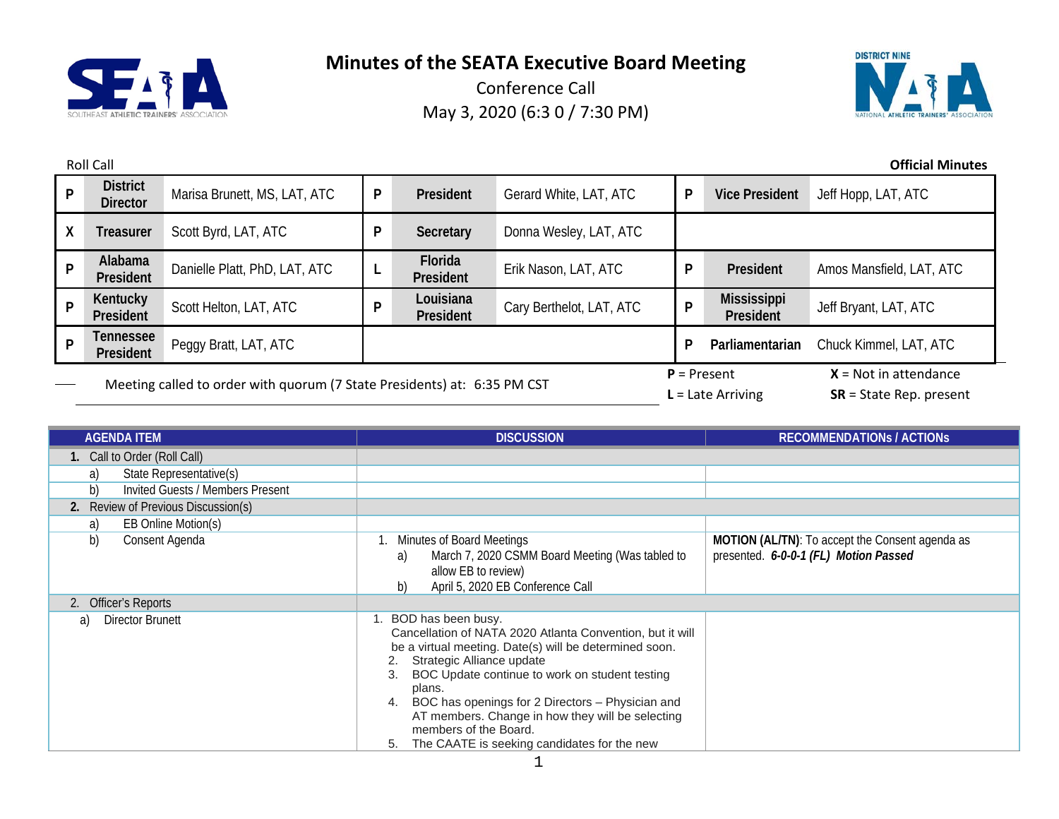# Minutes of the SEATA Executive Board Meeting

Conference Call

May 3, 2020 (6:3 0 / 7:30 PM)

Roll Call **Official Minutes**

| | | | | | | | | |
|---|---|---|---|---|---|---|---|---|
| **P** | **District Director** | Marisa Brunett, MS, LAT, ATC | **P** | **President** | Gerard White, LAT, ATC | **P** | **Vice President** | Jeff Hopp, LAT, ATC |
| **X** | **Treasurer** | Scott Byrd, LAT, ATC | **P** | **Secretary** | Donna Wesley, LAT, ATC | | | |
| **P** | **Alabama President** | Danielle Platt, PhD, LAT, ATC | **L** | **Florida President** | Erik Nason, LAT, ATC | **P** | **President** | Amos Mansfield, LAT, ATC |
| **P** | **Kentucky President** | Scott Helton, LAT, ATC | **P** | **Louisiana President** | Cary Berthelot, LAT, ATC | **P** | **Mississippi President** | Jeff Bryant, LAT, ATC |
| **P** | **Tennessee President** | Peggy Bratt, LAT, ATC | | | | **P** | **Parliamentarian** | Chuck Kimmel, LAT, ATC |

Meeting called to order with quorum (7 State Presidents) at: 6:35 PM CST

**P** = Present **X** = Not in attendance
**L** = Late Arriving **SR** = State Rep. present

| AGENDA ITEM | DISCUSSION | RECOMMENDATIONS / ACTIONs |
|---|---|---|
| **1.** Call to Order (Roll Call) | | |
| a) State Representative(s) | | |
| b) Invited Guests / Members Present | | |
| **2.** Review of Previous Discussion(s) | | |
| a) EB Online Motion(s) | | |
| b) Consent Agenda | 1. Minutes of Board Meetings<br>a) March 7, 2020 CSMM Board Meeting (Was tabled to allow EB to review)<br>b) April 5, 2020 EB Conference Call | **MOTION (AL/TN)**: To accept the Consent agenda as presented. ***6-0-0-1 (FL) Motion Passed*** |
| 2. Officer's Reports | | |
| a) Director Brunett | 1. BOD has been busy.<br>Cancellation of NATA 2020 Atlanta Convention, but it will be a virtual meeting. Date(s) will be determined soon.<br>2. Strategic Alliance update<br>3. BOC Update continue to work on student testing plans.<br>4. BOC has openings for 2 Directors – Physician and AT members. Change in how they will be selecting members of the Board.<br>5. The CAATE is seeking candidates for the new | |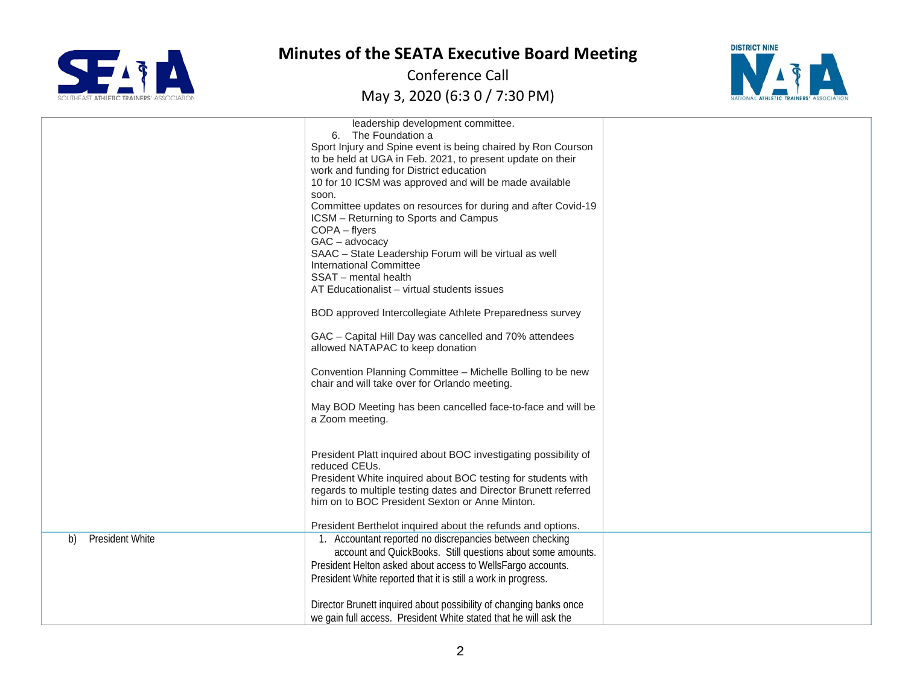| | | |
|---|---|---|
| | leadership development committee.<br>6. The Foundation a<br>Sport Injury and Spine event is being chaired by Ron Courson to be held at UGA in Feb. 2021, to present update on their work and funding for District education<br>10 for 10 ICSM was approved and will be made available soon.<br>Committee updates on resources for during and after Covid-19<br>ICSM – Returning to Sports and Campus<br>COPA – flyers<br>GAC – advocacy<br>SAAC – State Leadership Forum will be virtual as well<br>International Committee<br>SSAT – mental health<br>AT Educationalist – virtual students issues<br><br>BOD approved Intercollegiate Athlete Preparedness survey<br><br>GAC – Capital Hill Day was cancelled and 70% attendees allowed NATAPAC to keep donation<br><br>Convention Planning Committee – Michelle Bolling to be new chair and will take over for Orlando meeting.<br><br>May BOD Meeting has been cancelled face-to-face and will be a Zoom meeting.<br><br>President Platt inquired about BOC investigating possibility of reduced CEUs.<br>President White inquired about BOC testing for students with regards to multiple testing dates and Director Brunett referred him on to BOC President Sexton or Anne Minton.<br><br>President Berthelot inquired about the refunds and options. | |
| b) President White | 1. Accountant reported no discrepancies between checking account and QuickBooks. Still questions about some amounts.<br>President Helton asked about access to WellsFargo accounts. President White reported that it is still a work in progress.<br><br>Director Brunett inquired about possibility of changing banks once we gain full access. President White stated that he will ask the | |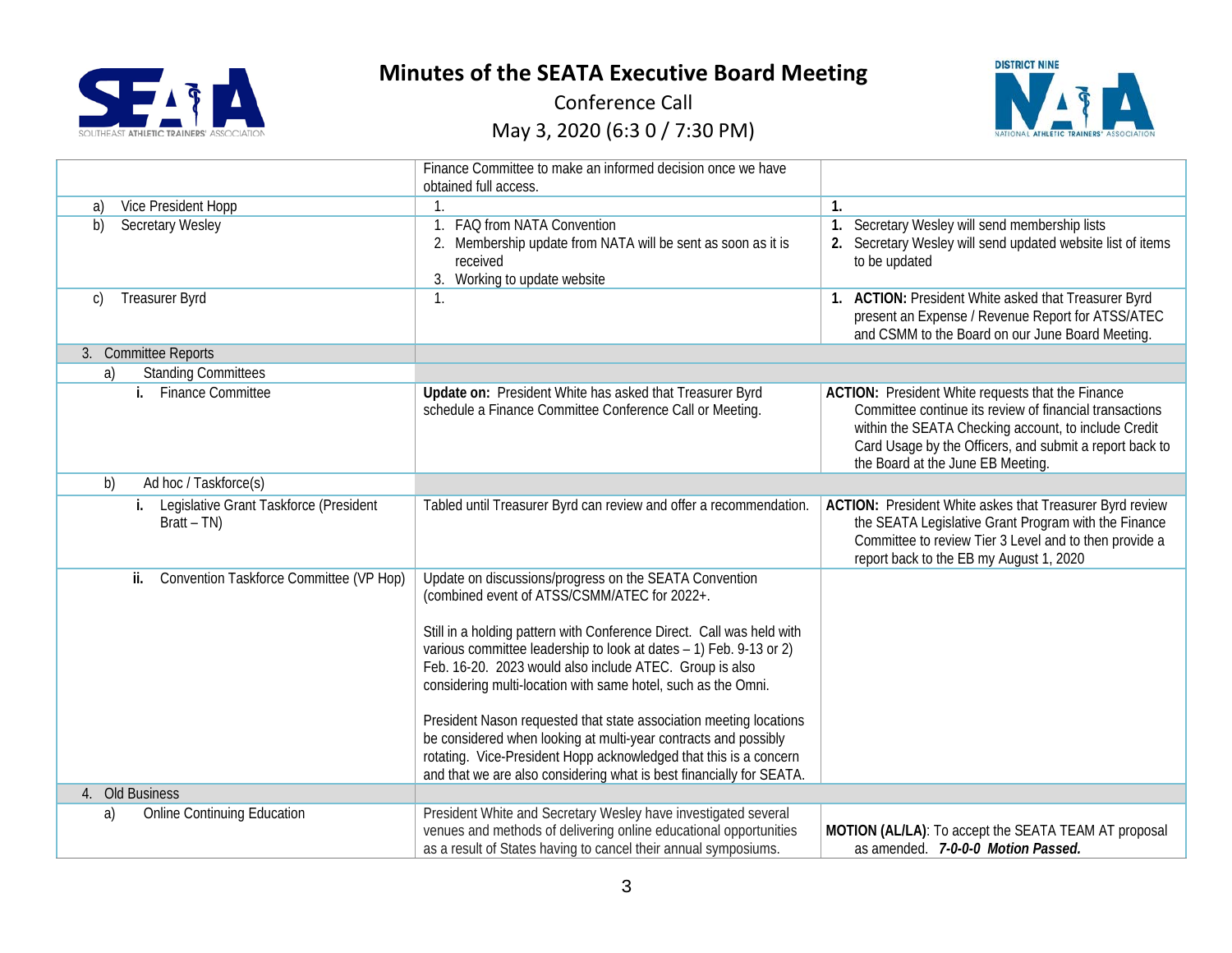# Minutes of the SEATA Executive Board Meeting

Conference Call

May 3, 2020 (6:3 0 / 7:30 PM)

| | | |
|---|---|---|
| | Finance Committee to make an informed decision once we have obtained full access. | |
| a) Vice President Hopp | 1. | **1.** |
| b) Secretary Wesley | 1. FAQ from NATA Convention<br>2. Membership update from NATA will be sent as soon as it is received<br>3. Working to update website | **1.** Secretary Wesley will send membership lists<br>**2.** Secretary Wesley will send updated website list of items to be updated |
| c) Treasurer Byrd | 1. | **1. ACTION:** President White asked that Treasurer Byrd present an Expense / Revenue Report for ATSS/ATEC and CSMM to the Board on our June Board Meeting. |
| 3. Committee Reports | | |
| a) Standing Committees | | |
| **i.** Finance Committee | **Update on:** President White has asked that Treasurer Byrd schedule a Finance Committee Conference Call or Meeting. | **ACTION:** President White requests that the Finance Committee continue its review of financial transactions within the SEATA Checking account, to include Credit Card Usage by the Officers, and submit a report back to the Board at the June EB Meeting. |
| b) Ad hoc / Taskforce(s) | | |
| **i.** Legislative Grant Taskforce (President Bratt – TN) | Tabled until Treasurer Byrd can review and offer a recommendation. | **ACTION:** President White askes that Treasurer Byrd review the SEATA Legislative Grant Program with the Finance Committee to review Tier 3 Level and to then provide a report back to the EB my August 1, 2020 |
| **ii.** Convention Taskforce Committee (VP Hop) | Update on discussions/progress on the SEATA Convention (combined event of ATSS/CSMM/ATEC for 2022+.<br><br>Still in a holding pattern with Conference Direct. Call was held with various committee leadership to look at dates – 1) Feb. 9-13 or 2) Feb. 16-20. 2023 would also include ATEC. Group is also considering multi-location with same hotel, such as the Omni.<br><br>President Nason requested that state association meeting locations be considered when looking at multi-year contracts and possibly rotating. Vice-President Hopp acknowledged that this is a concern and that we are also considering what is best financially for SEATA. | |
| 4. Old Business | | |
| a) Online Continuing Education | President White and Secretary Wesley have investigated several venues and methods of delivering online educational opportunities as a result of States having to cancel their annual symposiums. | **MOTION (AL/LA)**: To accept the SEATA TEAM AT proposal as amended. ***7-0-0-0 Motion Passed.*** |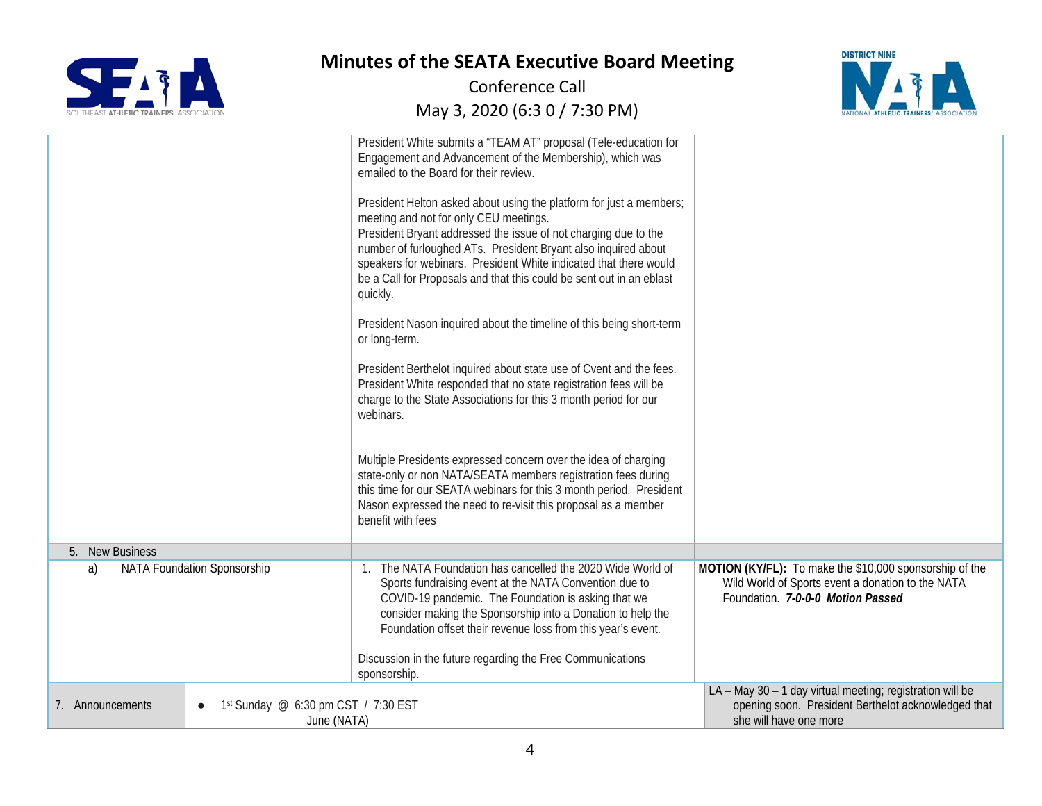# Minutes of the SEATA Executive Board Meeting

Conference Call

May 3, 2020 (6:3 0 / 7:30 PM)

| | | |
|---|---|---|
| | President White submits a "TEAM AT" proposal (Tele-education for Engagement and Advancement of the Membership), which was emailed to the Board for their review.<br><br>President Helton asked about using the platform for just a members; meeting and not for only CEU meetings.<br>President Bryant addressed the issue of not charging due to the number of furloughed ATs. President Bryant also inquired about speakers for webinars. President White indicated that there would be a Call for Proposals and that this could be sent out in an eblast quickly.<br><br>President Nason inquired about the timeline of this being short-term or long-term.<br><br>President Berthelot inquired about state use of Cvent and the fees. President White responded that no state registration fees will be charge to the State Associations for this 3 month period for our webinars.<br><br>Multiple Presidents expressed concern over the idea of charging state-only or non NATA/SEATA members registration fees during this time for our SEATA webinars for this 3 month period. President Nason expressed the need to re-visit this proposal as a member benefit with fees | |
| 5. New Business | | |
| a) NATA Foundation Sponsorship | 1. The NATA Foundation has cancelled the 2020 Wide World of Sports fundraising event at the NATA Convention due to COVID-19 pandemic. The Foundation is asking that we consider making the Sponsorship into a Donation to help the Foundation offset their revenue loss from this year's event.<br><br>Discussion in the future regarding the Free Communications sponsorship. | **MOTION (KY/FL):** To make the $10,000 sponsorship of the Wild World of Sports event a donation to the NATA Foundation. ***7-0-0-0 Motion Passed*** |
| 7. Announcements | • 1st Sunday @ 6:30 pm CST / 7:30 EST<br>June (NATA) | LA – May 30 – 1 day virtual meeting; registration will be opening soon. President Berthelot acknowledged that she will have one more |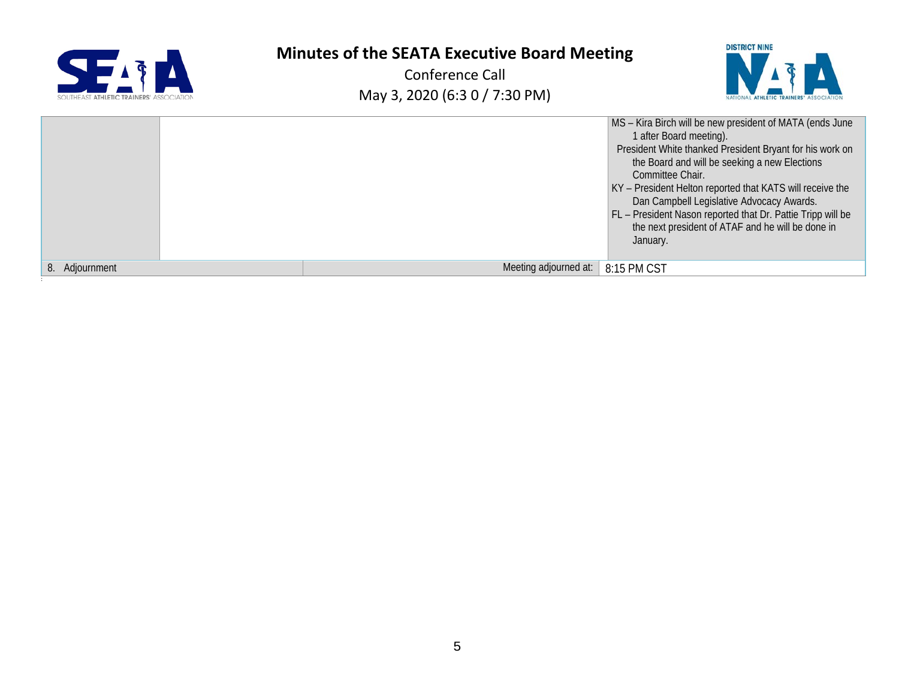# Minutes of the SEATA Executive Board Meeting

Conference Call

May 3, 2020 (6:3 0 / 7:30 PM)

| | | |
|---|---|---|
| | | MS – Kira Birch will be new president of MATA (ends June 1 after Board meeting).<br>President White thanked President Bryant for his work on the Board and will be seeking a new Elections Committee Chair.<br>KY – President Helton reported that KATS will receive the Dan Campbell Legislative Advocacy Awards.<br>FL – President Nason reported that Dr. Pattie Tripp will be the next president of ATAF and he will be done in January. |
| 8. Adjournment | Meeting adjourned at: | 8:15 PM CST |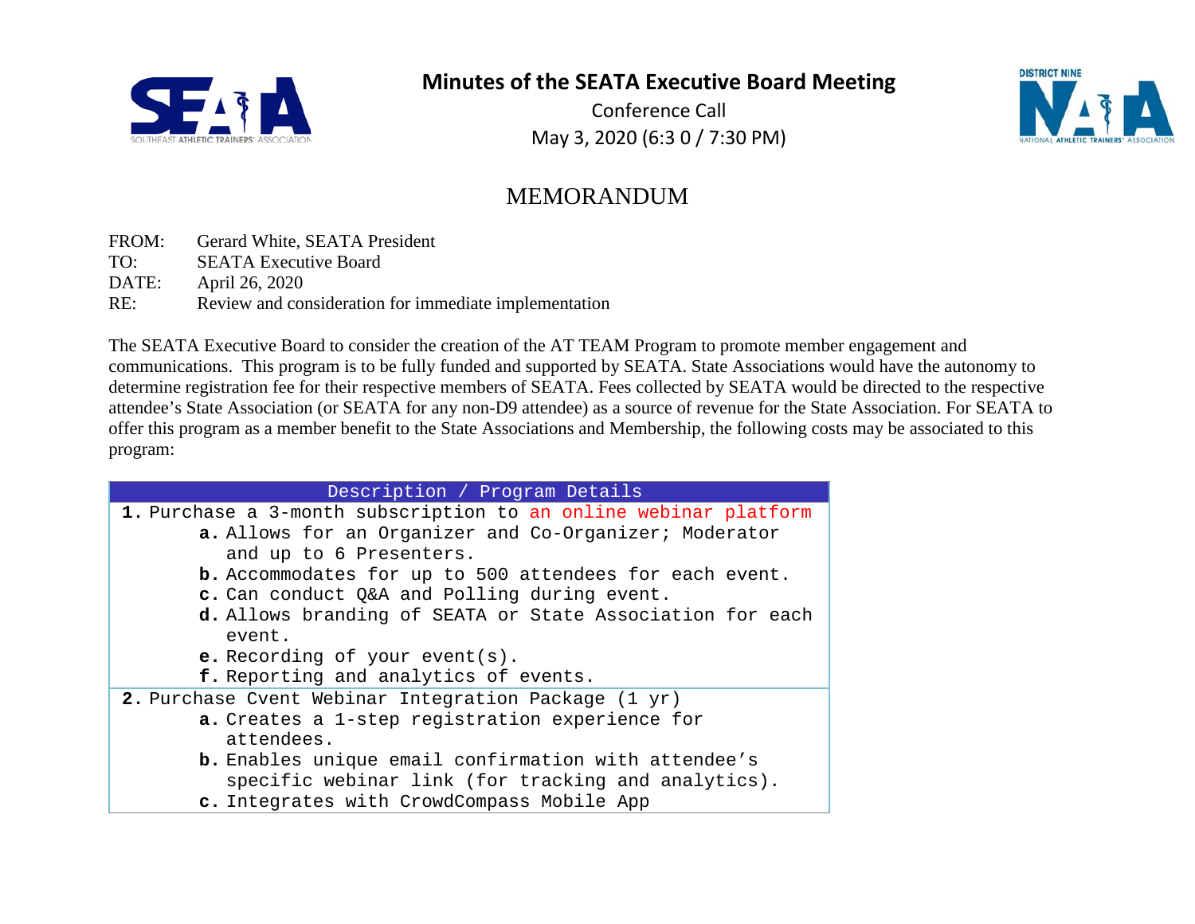# Minutes of the SEATA Executive Board Meeting

Conference Call

May 3, 2020 (6:3 0 / 7:30 PM)

## MEMORANDUM

FROM: Gerard White, SEATA President
TO: SEATA Executive Board
DATE: April 26, 2020
RE: Review and consideration for immediate implementation

The SEATA Executive Board to consider the creation of the AT TEAM Program to promote member engagement and communications. This program is to be fully funded and supported by SEATA. State Associations would have the autonomy to determine registration fee for their respective members of SEATA. Fees collected by SEATA would be directed to the respective attendee's State Association (or SEATA for any non-D9 attendee) as a source of revenue for the State Association. For SEATA to offer this program as a member benefit to the State Associations and Membership, the following costs may be associated to this program:

| Description / Program Details |
|---|
| **1.** Purchase a 3-month subscription to an online webinar platform<br>**a.** Allows for an Organizer and Co-Organizer; Moderator and up to 6 Presenters.<br>**b.** Accommodates for up to 500 attendees for each event.<br>**c.** Can conduct Q&A and Polling during event.<br>**d.** Allows branding of SEATA or State Association for each event.<br>**e.** Recording of your event(s).<br>**f.** Reporting and analytics of events. |
| **2.** Purchase Cvent Webinar Integration Package (1 yr)<br>**a.** Creates a 1-step registration experience for attendees.<br>**b.** Enables unique email confirmation with attendee's specific webinar link (for tracking and analytics).<br>**c.** Integrates with CrowdCompass Mobile App |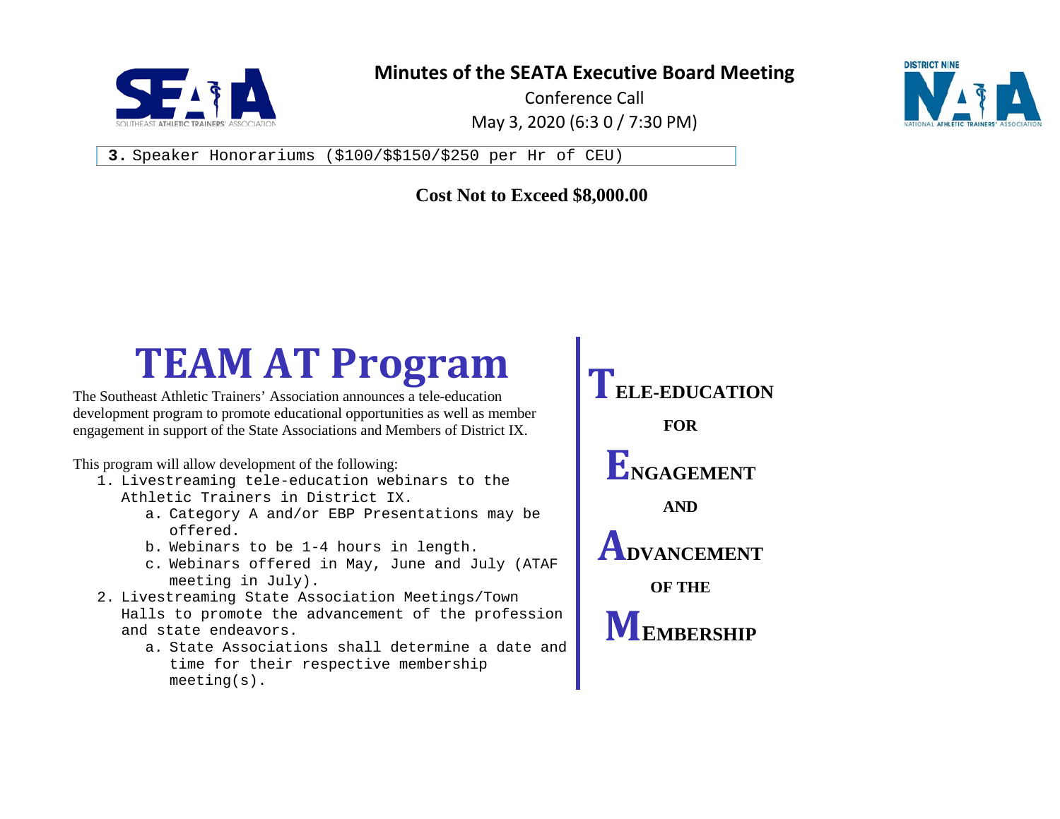3. Speaker Honorariums ($100/$$150/$250 per Hr of CEU)

**Cost Not to Exceed $8,000.00**

# TEAM AT Program

The Southeast Athletic Trainers' Association announces a tele-education development program to promote educational opportunities as well as member engagement in support of the State Associations and Members of District IX.

This program will allow development of the following:

1. Livestreaming tele-education webinars to the Athletic Trainers in District IX.
   a. Category A and/or EBP Presentations may be offered.
   b. Webinars to be 1-4 hours in length.
   c. Webinars offered in May, June and July (ATAF meeting in July).
2. Livestreaming State Association Meetings/Town Halls to promote the advancement of the profession and state endeavors.
   a. State Associations shall determine a date and time for their respective membership meeting(s).

**TELE-EDUCATION**

**FOR**

**ENGAGEMENT**

**AND**

**ADVANCEMENT**

**OF THE**

**MEMBERSHIP**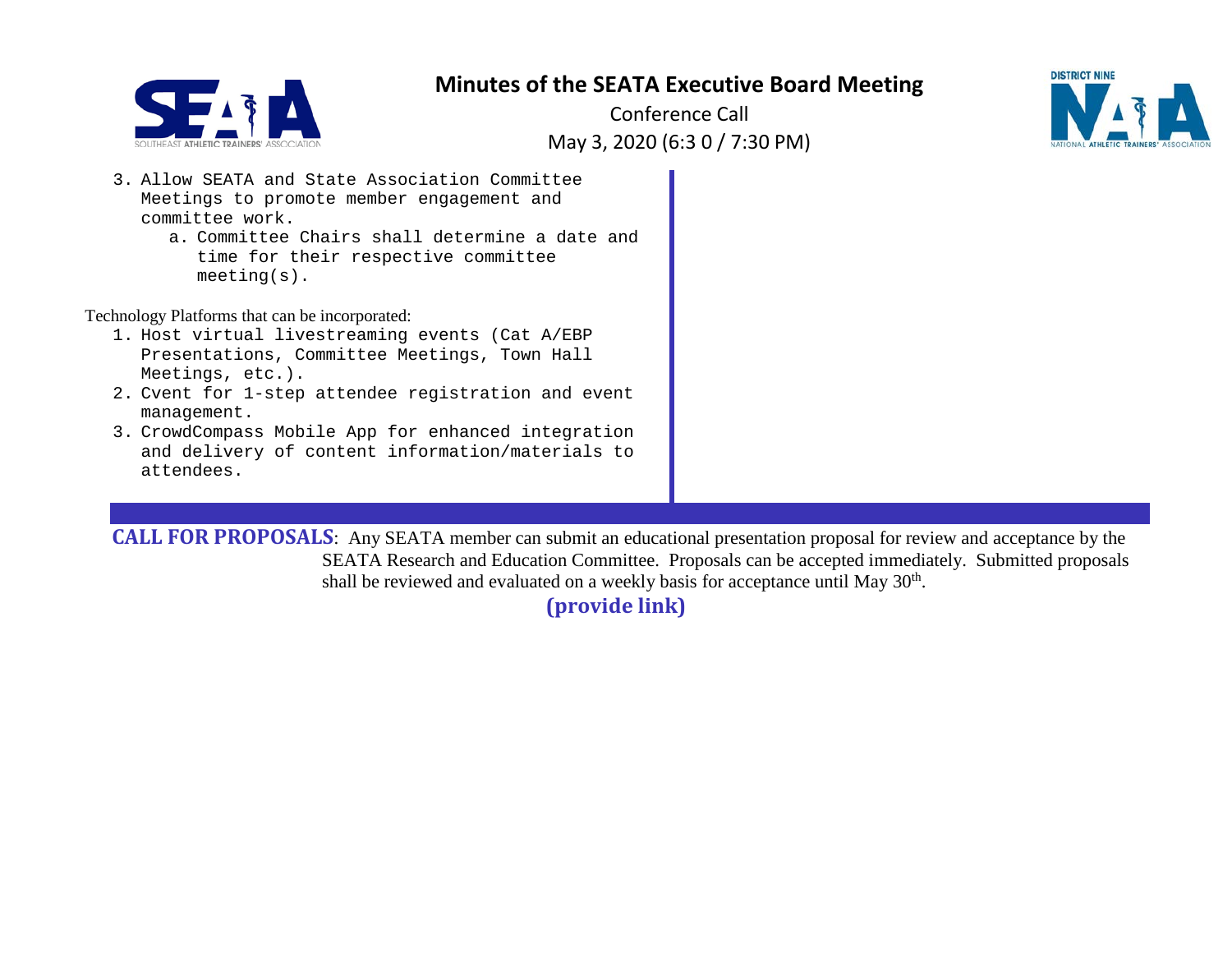3. Allow SEATA and State Association Committee Meetings to promote member engagement and committee work.
   a. Committee Chairs shall determine a date and time for their respective committee meeting(s).

Technology Platforms that can be incorporated:

1. Host virtual livestreaming events (Cat A/EBP Presentations, Committee Meetings, Town Hall Meetings, etc.).
2. Cvent for 1-step attendee registration and event management.
3. CrowdCompass Mobile App for enhanced integration and delivery of content information/materials to attendees.

**CALL FOR PROPOSALS**: Any SEATA member can submit an educational presentation proposal for review and acceptance by the SEATA Research and Education Committee. Proposals can be accepted immediately. Submitted proposals shall be reviewed and evaluated on a weekly basis for acceptance until May 30th.

**(provide link)**